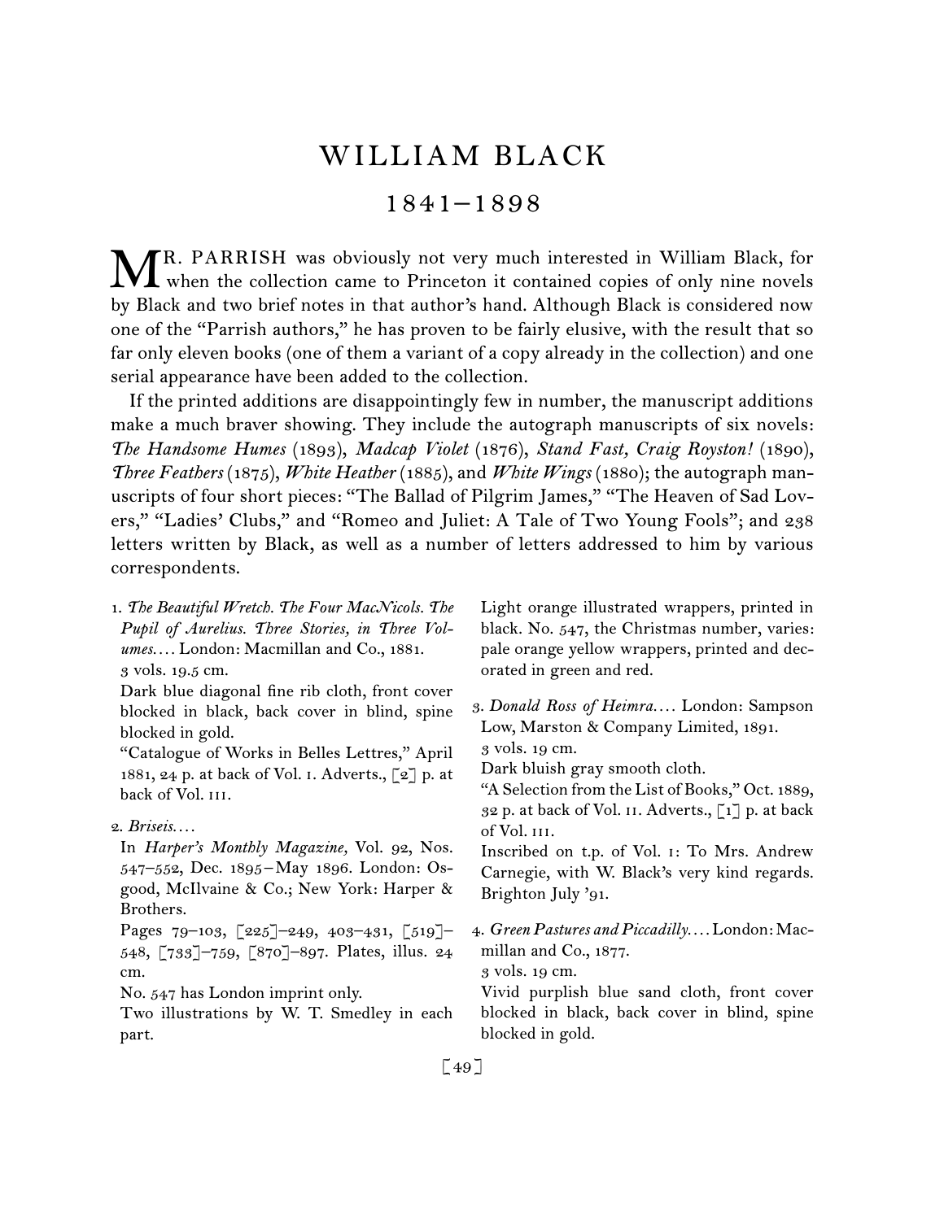# WILLIAM BLACK

## 1841–1898

MR. PARRISH was obviously not very much interested in William Black, for when the collection came to Princeton it contained copies of only nine novels by Black and two brief notes in that author's hand. Although Black is considered now one of the "Parrish authors," he has proven to be fairly elusive, with the result that so far only eleven books (one of them a variant of a copy already in the collection) and one serial appearance have been added to the collection.

If the printed additions are disappointingly few in number, the manuscript additions make a much braver showing. They include the autograph manuscripts of six novels: *The Handsome Humes* (1893), *Madcap Violet* (1876), *Stand Fast, Craig Royston!* (1890), *Three Feathers* (1875), *White Heather* (1885), and *White Wings* (1880); the autograph manuscripts of four short pieces: "The Ballad of Pilgrim James," "The Heaven of Sad Lovers," "Ladies' Clubs," and "Romeo and Juliet: A Tale of Two Young Fools"; and 238 letters written by Black, as well as a number of letters addressed to him by various correspondents.

1. *The Beautiful Wretch. The Four MacNicols. The Pupil of Aurelius. Three Stories, in Three Volumes.*… London: Macmillan and Co., 1881.
 3 vols. 19.5 cm.
 Dark blue diagonal fine rib cloth, front cover blocked in black, back cover in blind, spine blocked in gold.
 "Catalogue of Works in Belles Lettres," April 1881, 24 p. at back of Vol. I. Adverts., [2] p. at back of Vol. III.

2. *Briseis.*…
 In *Harper's Monthly Magazine,* Vol. 92, Nos. 547–552, Dec. 1895–May 1896. London: Osgood, McIlvaine & Co.; New York: Harper & Brothers.
 Pages 79–103, [225]–249, 403–431, [519]–548, [733]–759, [870]–897. Plates, illus. 24 cm.
 No. 547 has London imprint only.
 Two illustrations by W. T. Smedley in each part.
 Light orange illustrated wrappers, printed in black. No. 547, the Christmas number, varies: pale orange yellow wrappers, printed and decorated in green and red.

3. *Donald Ross of Heimra.*… London: Sampson Low, Marston & Company Limited, 1891.
 3 vols. 19 cm.
 Dark bluish gray smooth cloth.
 "A Selection from the List of Books," Oct. 1889, 32 p. at back of Vol. II. Adverts., [1] p. at back of Vol. III.
 Inscribed on t.p. of Vol. I: To Mrs. Andrew Carnegie, with W. Black's very kind regards. Brighton July '91.

4. *Green Pastures and Piccadilly.*… London: Macmillan and Co., 1877.
 3 vols. 19 cm.
 Vivid purplish blue sand cloth, front cover blocked in black, back cover in blind, spine blocked in gold.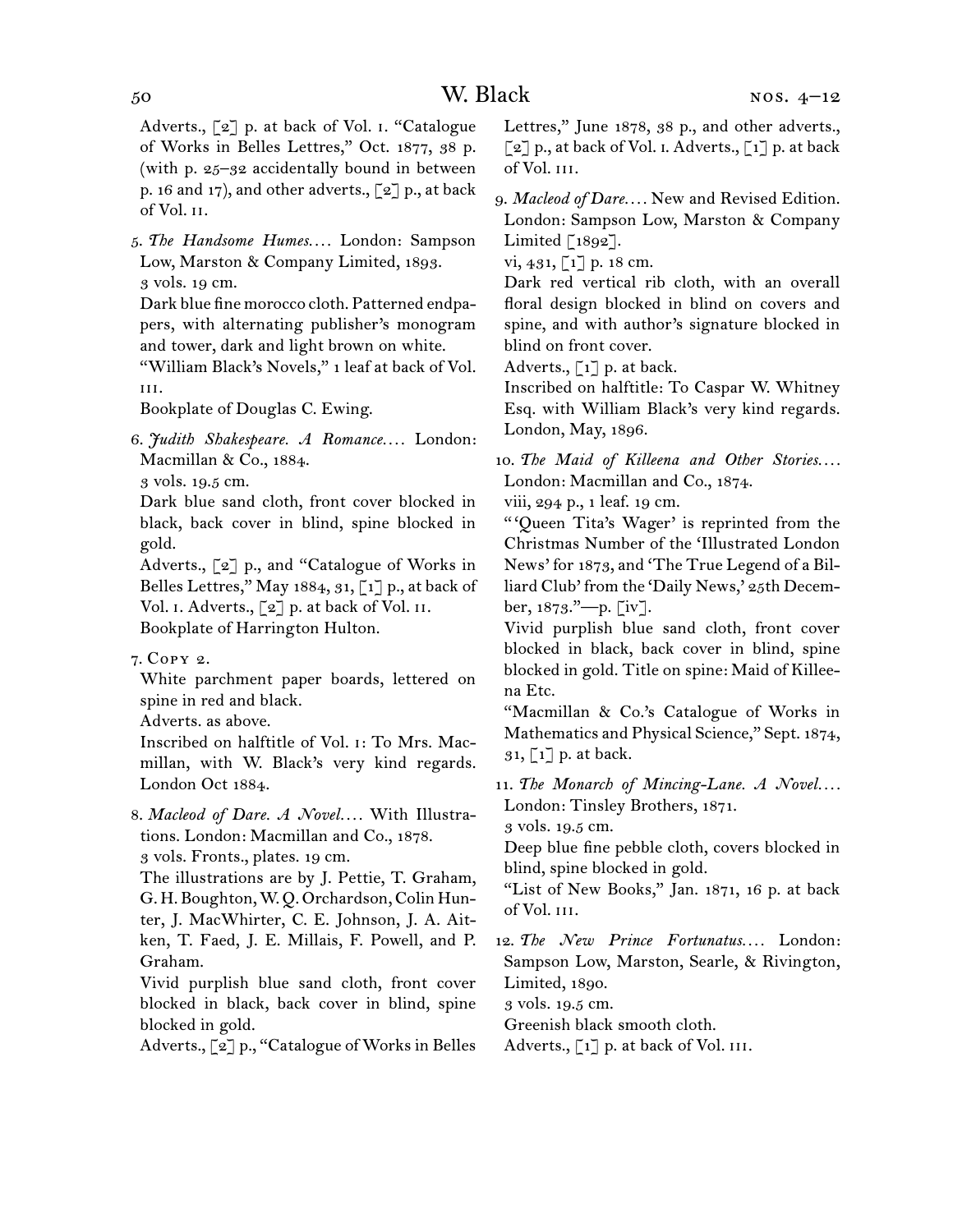Adverts., [2] p. at back of Vol. i. "Catalogue of Works in Belles Lettres," Oct. 1877, 38 p. (with p. 25–32 accidentally bound in between p. 16 and 17), and other adverts., [2] p., at back of Vol. ii.

5. *The Handsome Humes....* London: Sampson Low, Marston & Company Limited, 1893.
3 vols. 19 cm.
Dark blue fine morocco cloth. Patterned endpapers, with alternating publisher's monogram and tower, dark and light brown on white.
"William Black's Novels," 1 leaf at back of Vol. iii.
Bookplate of Douglas C. Ewing.

6. *Judith Shakespeare. A Romance....* London: Macmillan & Co., 1884.
3 vols. 19.5 cm.
Dark blue sand cloth, front cover blocked in black, back cover in blind, spine blocked in gold.
Adverts., [2] p., and "Catalogue of Works in Belles Lettres," May 1884, 31, [1] p., at back of Vol. i. Adverts., [2] p. at back of Vol. ii.
Bookplate of Harrington Hulton.

7. Copy 2.
White parchment paper boards, lettered on spine in red and black.
Adverts. as above.
Inscribed on halftitle of Vol. i: To Mrs. Macmillan, with W. Black's very kind regards. London Oct 1884.

8. *Macleod of Dare. A Novel....* With Illustrations. London: Macmillan and Co., 1878.
3 vols. Fronts., plates. 19 cm.
The illustrations are by J. Pettie, T. Graham, G. H. Boughton, W. Q. Orchardson, Colin Hunter, J. MacWhirter, C. E. Johnson, J. A. Aitken, T. Faed, J. E. Millais, F. Powell, and P. Graham.
Vivid purplish blue sand cloth, front cover blocked in black, back cover in blind, spine blocked in gold.
Adverts., [2] p., "Catalogue of Works in Belles Lettres," June 1878, 38 p., and other adverts., [2] p., at back of Vol. i. Adverts., [1] p. at back of Vol. iii.

9. *Macleod of Dare....* New and Revised Edition. London: Sampson Low, Marston & Company Limited [1892].
vi, 431, [1] p. 18 cm.
Dark red vertical rib cloth, with an overall floral design blocked in blind on covers and spine, and with author's signature blocked in blind on front cover.
Adverts., [1] p. at back.
Inscribed on halftitle: To Caspar W. Whitney Esq. with William Black's very kind regards. London, May, 1896.

10. *The Maid of Killeena and Other Stories....* London: Macmillan and Co., 1874.
viii, 294 p., 1 leaf. 19 cm.
"'Queen Tita's Wager' is reprinted from the Christmas Number of the 'Illustrated London News' for 1873, and 'The True Legend of a Billiard Club' from the 'Daily News,' 25th December, 1873."—p. [iv].
Vivid purplish blue sand cloth, front cover blocked in black, back cover in blind, spine blocked in gold. Title on spine: Maid of Killeena Etc.
"Macmillan & Co.'s Catalogue of Works in Mathematics and Physical Science," Sept. 1874, 31, [1] p. at back.

11. *The Monarch of Mincing-Lane. A Novel....* London: Tinsley Brothers, 1871.
3 vols. 19.5 cm.
Deep blue fine pebble cloth, covers blocked in blind, spine blocked in gold.
"List of New Books," Jan. 1871, 16 p. at back of Vol. iii.

12. *The New Prince Fortunatus....* London: Sampson Low, Marston, Searle, & Rivington, Limited, 1890.
3 vols. 19.5 cm.
Greenish black smooth cloth.
Adverts., [1] p. at back of Vol. iii.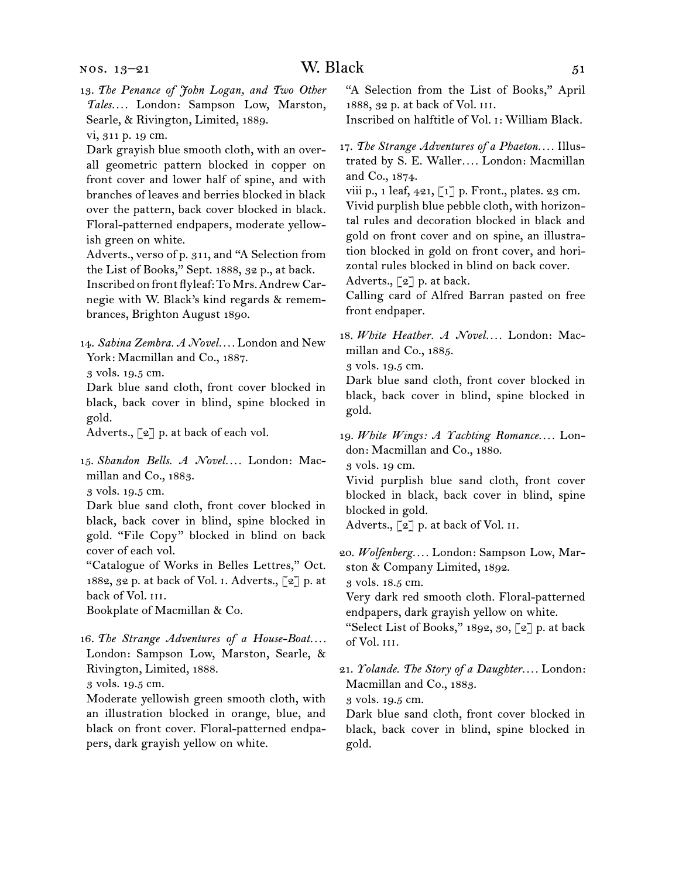13. *The Penance of John Logan, and Two Other Tales. . . .* London: Sampson Low, Marston, Searle, & Rivington, Limited, 1889.
vi, 311 p. 19 cm.
Dark grayish blue smooth cloth, with an overall geometric pattern blocked in copper on front cover and lower half of spine, and with branches of leaves and berries blocked in black over the pattern, back cover blocked in black. Floral-patterned endpapers, moderate yellowish green on white.
Adverts., verso of p. 311, and "A Selection from the List of Books," Sept. 1888, 32 p., at back.
Inscribed on front flyleaf: To Mrs. Andrew Carnegie with W. Black's kind regards & remembrances, Brighton August 1890.

14. *Sabina Zembra. A Novel. . . .* London and New York: Macmillan and Co., 1887.
3 vols. 19.5 cm.
Dark blue sand cloth, front cover blocked in black, back cover in blind, spine blocked in gold.
Adverts., [2] p. at back of each vol.

15. *Shandon Bells. A Novel. . . .* London: Macmillan and Co., 1883.
3 vols. 19.5 cm.
Dark blue sand cloth, front cover blocked in black, back cover in blind, spine blocked in gold. "File Copy" blocked in blind on back cover of each vol.
"Catalogue of Works in Belles Lettres," Oct. 1882, 32 p. at back of Vol. I. Adverts., [2] p. at back of Vol. III.
Bookplate of Macmillan & Co.

16. *The Strange Adventures of a House-Boat. . . .* London: Sampson Low, Marston, Searle, & Rivington, Limited, 1888.
3 vols. 19.5 cm.
Moderate yellowish green smooth cloth, with an illustration blocked in orange, blue, and black on front cover. Floral-patterned endpapers, dark grayish yellow on white.
"A Selection from the List of Books," April 1888, 32 p. at back of Vol. III.
Inscribed on halftitle of Vol. I: William Black.

17. *The Strange Adventures of a Phaeton. . . .* Illustrated by S. E. Waller. . . . London: Macmillan and Co., 1874.
viii p., 1 leaf, 421, [1] p. Front., plates. 23 cm.
Vivid purplish blue pebble cloth, with horizontal rules and decoration blocked in black and gold on front cover and on spine, an illustration blocked in gold on front cover, and horizontal rules blocked in blind on back cover.
Adverts., [2] p. at back.
Calling card of Alfred Barran pasted on free front endpaper.

18. *White Heather. A Novel. . . .* London: Macmillan and Co., 1885.
3 vols. 19.5 cm.
Dark blue sand cloth, front cover blocked in black, back cover in blind, spine blocked in gold.

19. *White Wings: A Yachting Romance. . . .* London: Macmillan and Co., 1880.
3 vols. 19 cm.
Vivid purplish blue sand cloth, front cover blocked in black, back cover in blind, spine blocked in gold.
Adverts., [2] p. at back of Vol. II.

20. *Wolfenberg. . . .* London: Sampson Low, Marston & Company Limited, 1892.
3 vols. 18.5 cm.
Very dark red smooth cloth. Floral-patterned endpapers, dark grayish yellow on white.
"Select List of Books," 1892, 30, [2] p. at back of Vol. III.

21. *Yolande. The Story of a Daughter. . . .* London: Macmillan and Co., 1883.
3 vols. 19.5 cm.
Dark blue sand cloth, front cover blocked in black, back cover in blind, spine blocked in gold.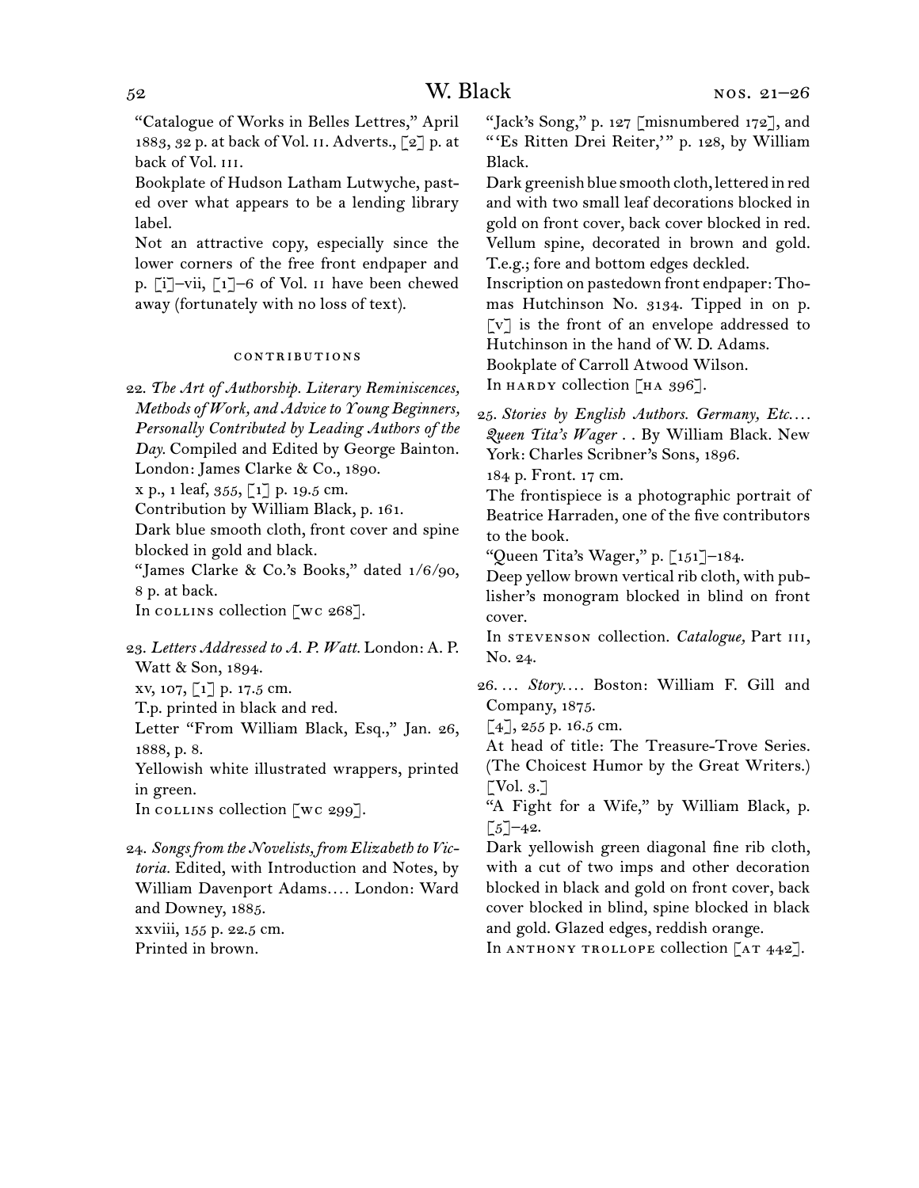"Catalogue of Works in Belles Lettres," April 1883, 32 p. at back of Vol. II. Adverts., [2] p. at back of Vol. III.

Bookplate of Hudson Latham Lutwyche, pasted over what appears to be a lending library label.

Not an attractive copy, especially since the lower corners of the free front endpaper and p. [i]–vii, [1]–6 of Vol. II have been chewed away (fortunately with no loss of text).

### CONTRIBUTIONS

22. *The Art of Authorship. Literary Reminiscences, Methods of Work, and Advice to Young Beginners, Personally Contributed by Leading Authors of the Day.* Compiled and Edited by George Bainton. London: James Clarke & Co., 1890.
x p., 1 leaf, 355, [1] p. 19.5 cm.
Contribution by William Black, p. 161.
Dark blue smooth cloth, front cover and spine blocked in gold and black.
"James Clarke & Co.'s Books," dated 1/6/90, 8 p. at back.
In COLLINS collection [WC 268].

23. *Letters Addressed to A. P. Watt.* London: A. P. Watt & Son, 1894.
xv, 107, [1] p. 17.5 cm.
T.p. printed in black and red.
Letter "From William Black, Esq.," Jan. 26, 1888, p. 8.
Yellowish white illustrated wrappers, printed in green.
In COLLINS collection [WC 299].

24. *Songs from the Novelists, from Elizabeth to Victoria.* Edited, with Introduction and Notes, by William Davenport Adams.... London: Ward and Downey, 1885.
xxviii, 155 p. 22.5 cm.
Printed in brown.
"Jack's Song," p. 127 [misnumbered 172], and "'Es Ritten Drei Reiter,'" p. 128, by William Black.
Dark greenish blue smooth cloth, lettered in red and with two small leaf decorations blocked in gold on front cover, back cover blocked in red. Vellum spine, decorated in brown and gold. T.e.g.; fore and bottom edges deckled.
Inscription on pastedown front endpaper: Thomas Hutchinson No. 3134. Tipped in on p. [v] is the front of an envelope addressed to Hutchinson in the hand of W. D. Adams.
Bookplate of Carroll Atwood Wilson.
In HARDY collection [HA 396].

25. *Stories by English Authors. Germany, Etc.... Queen Tita's Wager . .* By William Black. New York: Charles Scribner's Sons, 1896.
184 p. Front. 17 cm.
The frontispiece is a photographic portrait of Beatrice Harraden, one of the five contributors to the book.
"Queen Tita's Wager," p. [151]–184.
Deep yellow brown vertical rib cloth, with publisher's monogram blocked in blind on front cover.
In STEVENSON collection. *Catalogue,* Part III, No. 24.

26. ... *Story....* Boston: William F. Gill and Company, 1875.
[4], 255 p. 16.5 cm.
At head of title: The Treasure-Trove Series. (The Choicest Humor by the Great Writers.) [Vol. 3.]
"A Fight for a Wife," by William Black, p. [5]–42.
Dark yellowish green diagonal fine rib cloth, with a cut of two imps and other decoration blocked in black and gold on front cover, back cover blocked in blind, spine blocked in black and gold. Glazed edges, reddish orange.
In ANTHONY TROLLOPE collection [AT 442].